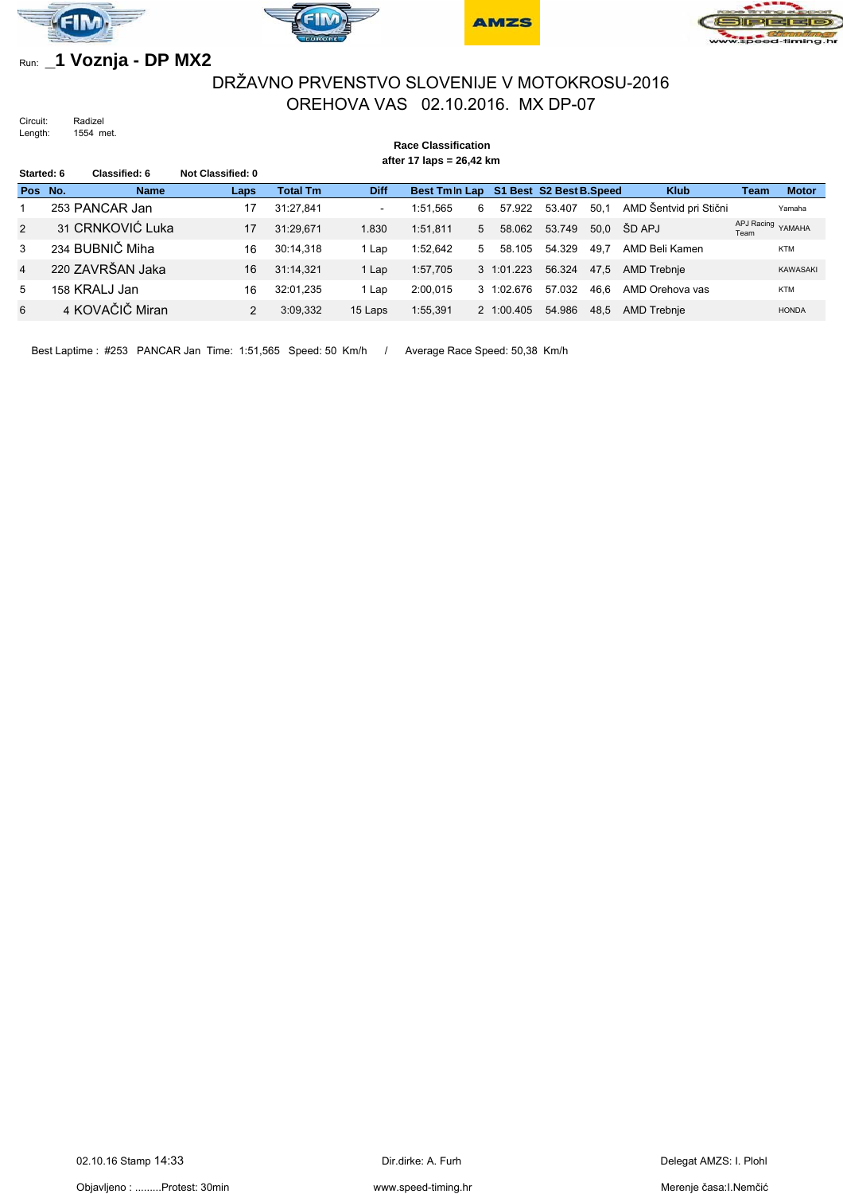Run: **_1 Voznja - DP MX2**

# DRŽAVNO PRVENSTVO SLOVENIJE V MOTOKROSU-2016

## OREHOVA VAS 02.10.2016. MX DP-07

Circuit: Radizel
Length: 1554 met.

**Race Classification**
**after 17 laps = 26,42 km**

**Started: 6** **Classified: 6** **Not Classified: 0**

| Pos | No. | Name | Laps | Total Tm | Diff | Best Tm | In Lap | S1 Best | S2 Best | B.Speed | Klub | Team | Motor |
|---|---|---|---|---|---|---|---|---|---|---|---|---|---|
| 1 | 253 | PANCAR Jan | 17 | 31:27,841 | - | 1:51,565 | 6 | 57.922 | 53.407 | 50,1 | AMD Šentvid pri Stični | | Yamaha |
| 2 | 31 | CRNKOVIĆ Luka | 17 | 31:29,671 | 1.830 | 1:51,811 | 5 | 58.062 | 53.749 | 50,0 | ŠD APJ | APJ Racing Team | YAMAHA |
| 3 | 234 | BUBNIČ Miha | 16 | 30:14,318 | 1 Lap | 1:52,642 | 5 | 58.105 | 54.329 | 49,7 | AMD Beli Kamen | | KTM |
| 4 | 220 | ZAVRŠAN Jaka | 16 | 31:14,321 | 1 Lap | 1:57,705 | 3 | 1:01.223 | 56.324 | 47,5 | AMD Trebnje | | KAWASAKI |
| 5 | 158 | KRALJ Jan | 16 | 32:01,235 | 1 Lap | 2:00,015 | 3 | 1:02.676 | 57.032 | 46,6 | AMD Orehova vas | | KTM |
| 6 | 4 | KOVAČIČ Miran | 2 | 3:09,332 | 15 Laps | 1:55,391 | 2 | 1:00.405 | 54.986 | 48,5 | AMD Trebnje | | HONDA |

Best Laptime : #253 PANCAR Jan Time: 1:51,565 Speed: 50 Km/h / Average Race Speed: 50,38 Km/h

02.10.16 Stamp 14:33 — Dir.dirke: A. Furh — Delegat AMZS: I. Plohl

Objavljeno : .........Protest: 30min — www.speed-timing.hr — Merenje časa:I.Nemčić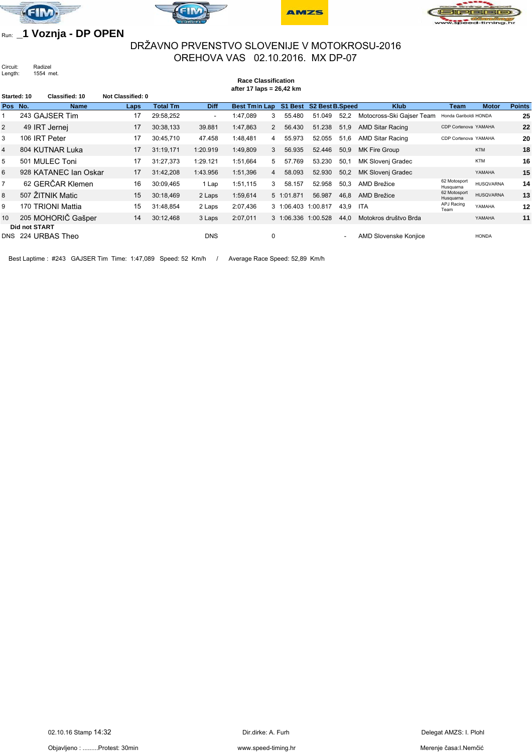Run: _1 Voznja - DP OPEN

# DRŽAVNO PRVENSTVO SLOVENIJE V MOTOKROSU-2016

## OREHOVA VAS 02.10.2016. MX DP-07

Circuit: Radizel
Length: 1554 met.

**Race Classification**
**after 17 laps = 26,42 km**

**Started: 10** **Classified: 10** **Not Classified: 0**

| Pos | No. | Name | Laps | Total Tm | Diff | Best Tm | In Lap | S1 Best | S2 Best | B.Speed | Klub | Team | Motor | Points |
|---|---|---|---|---|---|---|---|---|---|---|---|---|---|---|
| 1 | 243 | GAJSER Tim | 17 | 29:58,252 | - | 1:47,089 | 3 | 55.480 | 51.049 | 52,2 | Motocross-Ski Gajser Team | Honda Gariboldi | HONDA | 25 |
| 2 | 49 | IRT Jernej | 17 | 30:38,133 | 39.881 | 1:47,863 | 2 | 56.430 | 51.238 | 51,9 | AMD Sitar Racing | CDP Cortenova | YAMAHA | 22 |
| 3 | 106 | IRT Peter | 17 | 30:45,710 | 47.458 | 1:48,481 | 4 | 55.973 | 52.055 | 51,6 | AMD Sitar Racing | CDP Cortenova | YAMAHA | 20 |
| 4 | 804 | KUTNAR Luka | 17 | 31:19,171 | 1:20.919 | 1:49,809 | 3 | 56.935 | 52.446 | 50,9 | MK Fire Group | | KTM | 18 |
| 5 | 501 | MULEC Toni | 17 | 31:27,373 | 1:29.121 | 1:51,664 | 5 | 57.769 | 53.230 | 50,1 | MK Slovenj Gradec | | KTM | 16 |
| 6 | 928 | KATANEC Ian Oskar | 17 | 31:42,208 | 1:43.956 | 1:51,396 | 4 | 58.093 | 52.930 | 50,2 | MK Slovenj Gradec | | YAMAHA | 15 |
| 7 | 62 | GERČAR Klemen | 16 | 30:09,465 | 1 Lap | 1:51,115 | 3 | 58.157 | 52.958 | 50,3 | AMD Brežice | 62 Motosport Husquarna | HUSQVARNA | 14 |
| 8 | 507 | ŽITNIK Matic | 15 | 30:18,469 | 2 Laps | 1:59,614 | 5 | 1:01.871 | 56.987 | 46,8 | AMD Brežice | 62 Motosport Husquarna | HUSQVARNA | 13 |
| 9 | 170 | TRIONI Mattia | 15 | 31:48,854 | 2 Laps | 2:07,436 | 3 | 1:06.403 | 1:00.817 | 43,9 | ITA | APJ Racing Team | YAMAHA | 12 |
| 10 | 205 | MOHORIČ Gašper | 14 | 30:12,468 | 3 Laps | 2:07,011 | 3 | 1:06.336 | 1:00.528 | 44,0 | Motokros društvo Brda | | YAMAHA | 11 |
| **Did not START** | | | | | | | | | | | | | | |
| DNS | 224 | URBAS Theo | | | DNS | | 0 | | | - | AMD Slovenske Konjice | | HONDA | |

Best Laptime : #243 GAJSER Tim Time: 1:47,089 Speed: 52 Km/h / Average Race Speed: 52,89 Km/h

02.10.16 Stamp 14:32 | Dir.dirke: A. Furh | Delegat AMZS: I. Plohl

Objavljeno : .........Protest: 30min | www.speed-timing.hr | Merenje časa:I.Nemčić